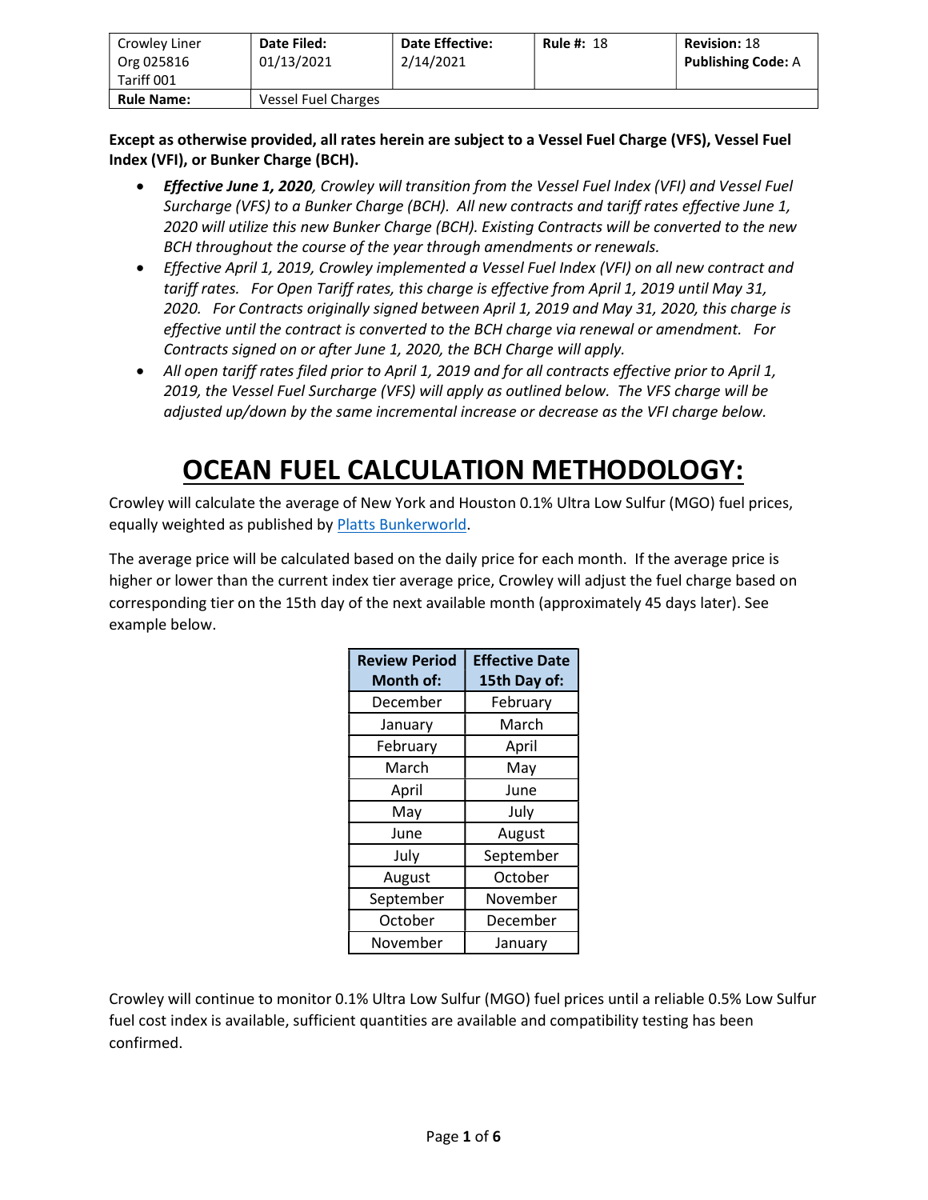| Crowley Liner Org 025816 Tariff 001 | **Date Filed:** 01/13/2021 | **Date Effective:** 2/14/2021 | **Rule #:** 18 | **Revision:** 18 **Publishing Code:** A |
|---|---|---|---|---|
| **Rule Name:** | Vessel Fuel Charges | | | |

**Except as otherwise provided, all rates herein are subject to a Vessel Fuel Charge (VFS), Vessel Fuel Index (VFI), or Bunker Charge (BCH).**

- ***Effective June 1, 2020****, Crowley will transition from the Vessel Fuel Index (VFI) and Vessel Fuel Surcharge (VFS) to a Bunker Charge (BCH). All new contracts and tariff rates effective June 1, 2020 will utilize this new Bunker Charge (BCH). Existing Contracts will be converted to the new BCH throughout the course of the year through amendments or renewals.*
- *Effective April 1, 2019, Crowley implemented a Vessel Fuel Index (VFI) on all new contract and tariff rates. For Open Tariff rates, this charge is effective from April 1, 2019 until May 31, 2020. For Contracts originally signed between April 1, 2019 and May 31, 2020, this charge is effective until the contract is converted to the BCH charge via renewal or amendment. For Contracts signed on or after June 1, 2020, the BCH Charge will apply.*
- *All open tariff rates filed prior to April 1, 2019 and for all contracts effective prior to April 1, 2019, the Vessel Fuel Surcharge (VFS) will apply as outlined below. The VFS charge will be adjusted up/down by the same incremental increase or decrease as the VFI charge below.*

# OCEAN FUEL CALCULATION METHODOLOGY:

Crowley will calculate the average of New York and Houston 0.1% Ultra Low Sulfur (MGO) fuel prices, equally weighted as published by Platts Bunkerworld.

The average price will be calculated based on the daily price for each month. If the average price is higher or lower than the current index tier average price, Crowley will adjust the fuel charge based on corresponding tier on the 15th day of the next available month (approximately 45 days later). See example below.

| Review Period Month of: | Effective Date 15th Day of: |
|---|---|
| December | February |
| January | March |
| February | April |
| March | May |
| April | June |
| May | July |
| June | August |
| July | September |
| August | October |
| September | November |
| October | December |
| November | January |

Crowley will continue to monitor 0.1% Ultra Low Sulfur (MGO) fuel prices until a reliable 0.5% Low Sulfur fuel cost index is available, sufficient quantities are available and compatibility testing has been confirmed.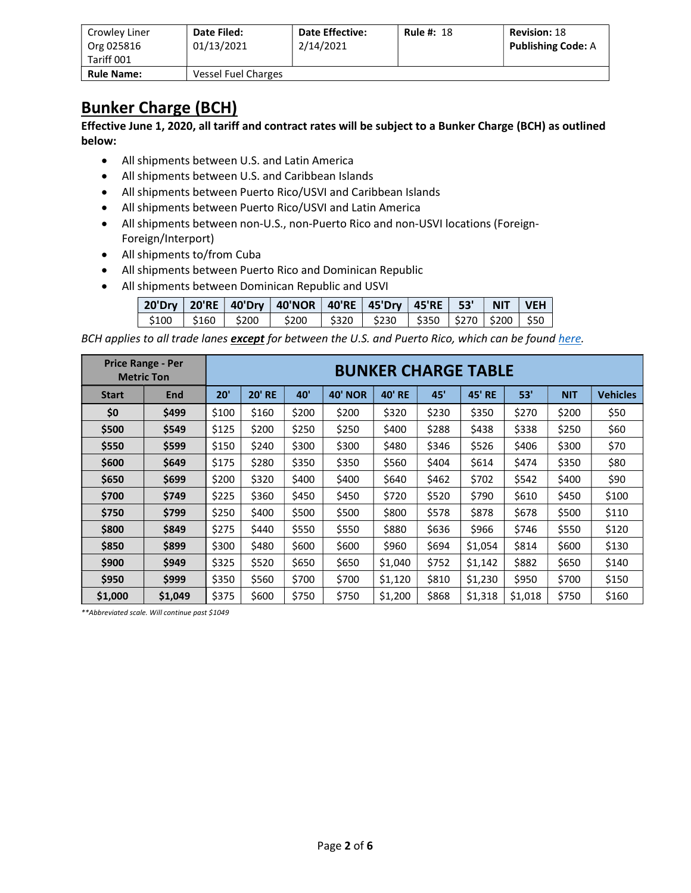| Crowley Liner<br>Org 025816<br>Tariff 001 | **Date Filed:**<br>01/13/2021 | **Date Effective:**<br>2/14/2021 | **Rule #:** 18 | **Revision:** 18<br>**Publishing Code:** A |
|---|---|---|---|---|
| **Rule Name:** | Vessel Fuel Charges | | | |

# Bunker Charge (BCH)

**Effective June 1, 2020, all tariff and contract rates will be subject to a Bunker Charge (BCH) as outlined below:**

- All shipments between U.S. and Latin America
- All shipments between U.S. and Caribbean Islands
- All shipments between Puerto Rico/USVI and Caribbean Islands
- All shipments between Puerto Rico/USVI and Latin America
- All shipments between non-U.S., non-Puerto Rico and non-USVI locations (Foreign-Foreign/Interport)
- All shipments to/from Cuba
- All shipments between Puerto Rico and Dominican Republic
- All shipments between Dominican Republic and USVI

| 20'Dry | 20'RE | 40'Dry | 40'NOR | 40'RE | 45'Dry | 45'RE | 53' | NIT | VEH |
|---|---|---|---|---|---|---|---|---|---|
| $100 | $160 | $200 | $200 | $320 | $230 | $350 | $270 | $200 | $50 |

*BCH applies to all trade lanes* ***except*** *for between the U.S. and Puerto Rico, which can be found here.*

| Price Range - Per Metric Ton | | BUNKER CHARGE TABLE | | | | | | | | | |
|---|---|---|---|---|---|---|---|---|---|---|---|
| **Start** | **End** | **20'** | **20' RE** | **40'** | **40' NOR** | **40' RE** | **45'** | **45' RE** | **53'** | **NIT** | **Vehicles** |
| **$0** | **$499** | $100 | $160 | $200 | $200 | $320 | $230 | $350 | $270 | $200 | $50 |
| **$500** | **$549** | $125 | $200 | $250 | $250 | $400 | $288 | $438 | $338 | $250 | $60 |
| **$550** | **$599** | $150 | $240 | $300 | $300 | $480 | $346 | $526 | $406 | $300 | $70 |
| **$600** | **$649** | $175 | $280 | $350 | $350 | $560 | $404 | $614 | $474 | $350 | $80 |
| **$650** | **$699** | $200 | $320 | $400 | $400 | $640 | $462 | $702 | $542 | $400 | $90 |
| **$700** | **$749** | $225 | $360 | $450 | $450 | $720 | $520 | $790 | $610 | $450 | $100 |
| **$750** | **$799** | $250 | $400 | $500 | $500 | $800 | $578 | $878 | $678 | $500 | $110 |
| **$800** | **$849** | $275 | $440 | $550 | $550 | $880 | $636 | $966 | $746 | $550 | $120 |
| **$850** | **$899** | $300 | $480 | $600 | $600 | $960 | $694 | $1,054 | $814 | $600 | $130 |
| **$900** | **$949** | $325 | $520 | $650 | $650 | $1,040 | $752 | $1,142 | $882 | $650 | $140 |
| **$950** | **$999** | $350 | $560 | $700 | $700 | $1,120 | $810 | $1,230 | $950 | $700 | $150 |
| **$1,000** | **$1,049** | $375 | $600 | $750 | $750 | $1,200 | $868 | $1,318 | $1,018 | $750 | $160 |

*\*\*Abbreviated scale. Will continue past $1049*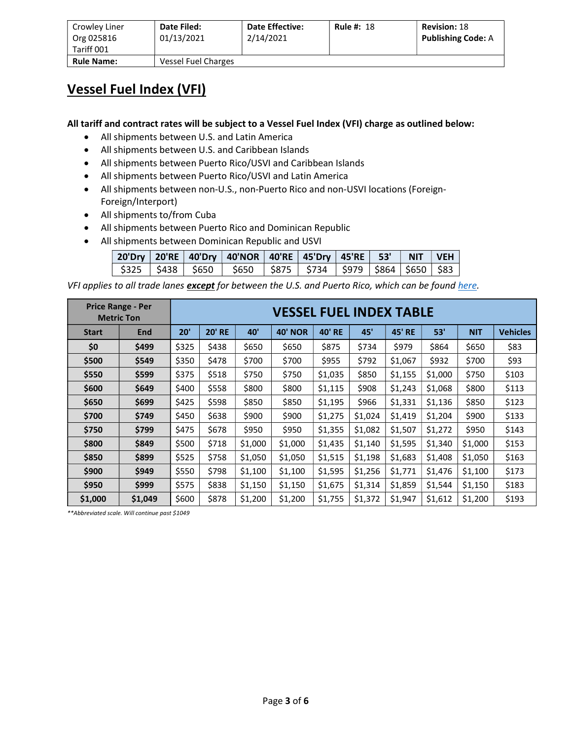| Crowley Liner<br>Org 025816<br>Tariff 001 | **Date Filed:**<br>01/13/2021 | **Date Effective:**<br>2/14/2021 | **Rule #:** 18 | **Revision:** 18<br>**Publishing Code:** A |
|---|---|---|---|---|
| **Rule Name:** | Vessel Fuel Charges | | | |

# Vessel Fuel Index (VFI)

**All tariff and contract rates will be subject to a Vessel Fuel Index (VFI) charge as outlined below:**

- All shipments between U.S. and Latin America
- All shipments between U.S. and Caribbean Islands
- All shipments between Puerto Rico/USVI and Caribbean Islands
- All shipments between Puerto Rico/USVI and Latin America
- All shipments between non-U.S., non-Puerto Rico and non-USVI locations (Foreign-Foreign/Interport)
- All shipments to/from Cuba
- All shipments between Puerto Rico and Dominican Republic
- All shipments between Dominican Republic and USVI

| 20'Dry | 20'RE | 40'Dry | 40'NOR | 40'RE | 45'Dry | 45'RE | 53' | NIT | VEH |
|---|---|---|---|---|---|---|---|---|---|
| $325 | $438 | $650 | $650 | $875 | $734 | $979 | $864 | $650 | $83 |

*VFI applies to all trade lanes **except** for between the U.S. and Puerto Rico, which can be found here.*

| Price Range - Per Metric Ton | | VESSEL FUEL INDEX TABLE | | | | | | | | | |
|---|---|---|---|---|---|---|---|---|---|---|---|
| **Start** | **End** | **20'** | **20' RE** | **40'** | **40' NOR** | **40' RE** | **45'** | **45' RE** | **53'** | **NIT** | **Vehicles** |
| **$0** | **$499** | $325 | $438 | $650 | $650 | $875 | $734 | $979 | $864 | $650 | $83 |
| **$500** | **$549** | $350 | $478 | $700 | $700 | $955 | $792 | $1,067 | $932 | $700 | $93 |
| **$550** | **$599** | $375 | $518 | $750 | $750 | $1,035 | $850 | $1,155 | $1,000 | $750 | $103 |
| **$600** | **$649** | $400 | $558 | $800 | $800 | $1,115 | $908 | $1,243 | $1,068 | $800 | $113 |
| **$650** | **$699** | $425 | $598 | $850 | $850 | $1,195 | $966 | $1,331 | $1,136 | $850 | $123 |
| **$700** | **$749** | $450 | $638 | $900 | $900 | $1,275 | $1,024 | $1,419 | $1,204 | $900 | $133 |
| **$750** | **$799** | $475 | $678 | $950 | $950 | $1,355 | $1,082 | $1,507 | $1,272 | $950 | $143 |
| **$800** | **$849** | $500 | $718 | $1,000 | $1,000 | $1,435 | $1,140 | $1,595 | $1,340 | $1,000 | $153 |
| **$850** | **$899** | $525 | $758 | $1,050 | $1,050 | $1,515 | $1,198 | $1,683 | $1,408 | $1,050 | $163 |
| **$900** | **$949** | $550 | $798 | $1,100 | $1,100 | $1,595 | $1,256 | $1,771 | $1,476 | $1,100 | $173 |
| **$950** | **$999** | $575 | $838 | $1,150 | $1,150 | $1,675 | $1,314 | $1,859 | $1,544 | $1,150 | $183 |
| **$1,000** | **$1,049** | $600 | $878 | $1,200 | $1,200 | $1,755 | $1,372 | $1,947 | $1,612 | $1,200 | $193 |

*\*\*Abbreviated scale. Will continue past $1049*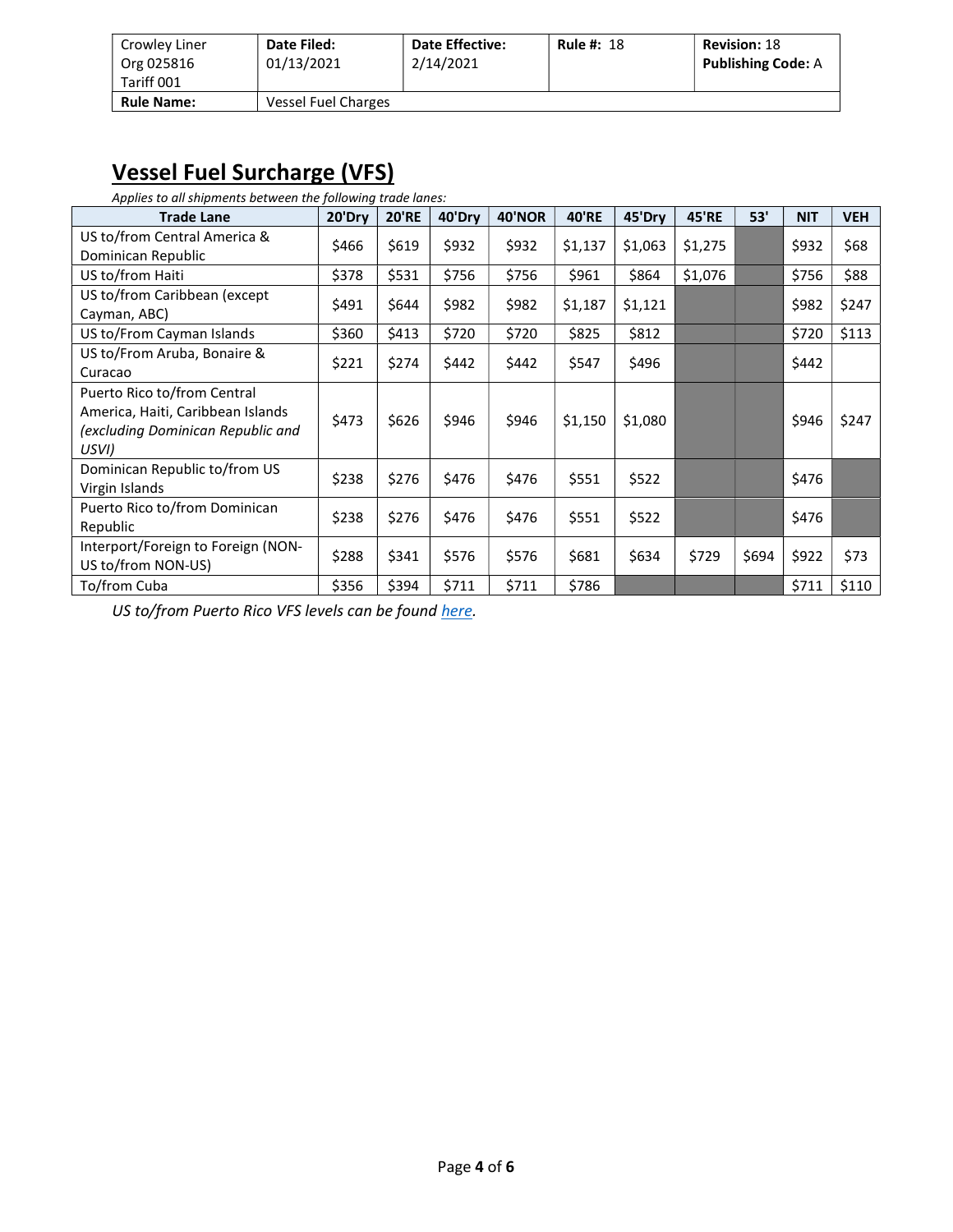| Crowley Liner Org 025816 Tariff 001 | Date Filed: 01/13/2021 | Date Effective: 2/14/2021 | Rule #: 18 | Revision: 18 Publishing Code: A |
|---|---|---|---|---|
| **Rule Name:** | Vessel Fuel Charges | | | |

## Vessel Fuel Surcharge (VFS)

*Applies to all shipments between the following trade lanes:*

| Trade Lane | 20'Dry | 20'RE | 40'Dry | 40'NOR | 40'RE | 45'Dry | 45'RE | 53' | NIT | VEH |
|---|---|---|---|---|---|---|---|---|---|---|
| US to/from Central America & Dominican Republic | $466 | $619 | $932 | $932 | $1,137 | $1,063 | $1,275 | | $932 | $68 |
| US to/from Haiti | $378 | $531 | $756 | $756 | $961 | $864 | $1,076 | | $756 | $88 |
| US to/from Caribbean (except Cayman, ABC) | $491 | $644 | $982 | $982 | $1,187 | $1,121 | | | $982 | $247 |
| US to/From Cayman Islands | $360 | $413 | $720 | $720 | $825 | $812 | | | $720 | $113 |
| US to/From Aruba, Bonaire & Curacao | $221 | $274 | $442 | $442 | $547 | $496 | | | $442 | |
| Puerto Rico to/from Central America, Haiti, Caribbean Islands *(excluding Dominican Republic and USVI)* | $473 | $626 | $946 | $946 | $1,150 | $1,080 | | | $946 | $247 |
| Dominican Republic to/from US Virgin Islands | $238 | $276 | $476 | $476 | $551 | $522 | | | $476 | |
| Puerto Rico to/from Dominican Republic | $238 | $276 | $476 | $476 | $551 | $522 | | | $476 | |
| Interport/Foreign to Foreign (NON-US to/from NON-US) | $288 | $341 | $576 | $576 | $681 | $634 | $729 | $694 | $922 | $73 |
| To/from Cuba | $356 | $394 | $711 | $711 | $786 | | | | $711 | $110 |

*US to/from Puerto Rico VFS levels can be found here.*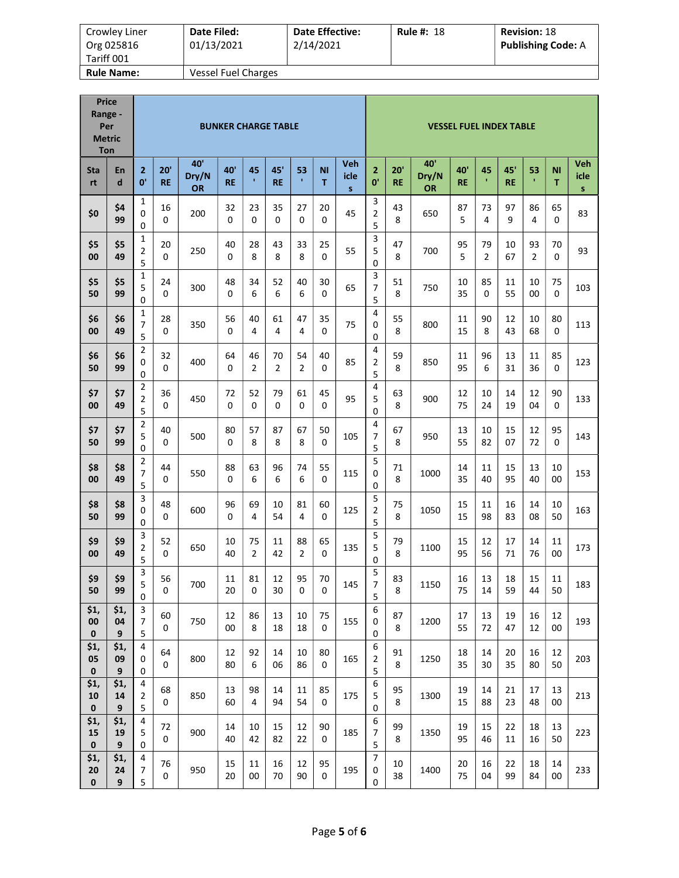| Crowley Liner Org 025816 Tariff 001 | Date Filed: 01/13/2021 | Date Effective: 2/14/2021 | Rule #: 18 | Revision: 18 Publishing Code: A |
|---|---|---|---|---|
| **Rule Name:** | Vessel Fuel Charges | | | |

| Price Range - Per Metric Ton | | BUNKER CHARGE TABLE | | | | | | | | | VESSEL FUEL INDEX TABLE | | | | | | | | |
|---|---|---|---|---|---|---|---|---|---|---|---|---|---|---|---|---|---|---|---|
| Start | End | 20' | 20' RE | 40' Dry/NOR | 40' RE | 45' | 45' RE | 53' | NIT | Vehicles | 20' | 20' RE | 40' Dry/NOR | 40' RE | 45' | 45' RE | 53' | NIT | Vehicles |
| $0 | $499 | 100 | 160 | 200 | 320 | 230 | 350 | 270 | 200 | 45 | 325 | 438 | 650 | 875 | 734 | 979 | 864 | 650 | 83 |
| $500 | $549 | 125 | 200 | 250 | 400 | 288 | 438 | 338 | 250 | 55 | 350 | 478 | 700 | 955 | 792 | 1067 | 932 | 700 | 93 |
| $550 | $599 | 150 | 240 | 300 | 480 | 346 | 526 | 406 | 300 | 65 | 375 | 518 | 750 | 1035 | 850 | 1155 | 1000 | 750 | 103 |
| $600 | $649 | 175 | 280 | 350 | 560 | 404 | 614 | 474 | 350 | 75 | 400 | 558 | 800 | 1115 | 908 | 1243 | 1068 | 800 | 113 |
| $650 | $699 | 200 | 320 | 400 | 640 | 462 | 702 | 542 | 400 | 85 | 425 | 598 | 850 | 1195 | 966 | 1331 | 1136 | 850 | 123 |
| $700 | $749 | 225 | 360 | 450 | 720 | 520 | 790 | 610 | 450 | 95 | 450 | 638 | 900 | 1275 | 1024 | 1419 | 1204 | 900 | 133 |
| $750 | $799 | 250 | 400 | 500 | 800 | 578 | 878 | 678 | 500 | 105 | 475 | 678 | 950 | 1355 | 1082 | 1507 | 1272 | 950 | 143 |
| $800 | $849 | 275 | 440 | 550 | 880 | 636 | 966 | 746 | 550 | 115 | 500 | 718 | 1000 | 1435 | 1140 | 1595 | 1340 | 1000 | 153 |
| $850 | $899 | 300 | 480 | 600 | 960 | 694 | 1054 | 814 | 600 | 125 | 525 | 758 | 1050 | 1515 | 1198 | 1683 | 1408 | 1050 | 163 |
| $900 | $949 | 325 | 520 | 650 | 1040 | 752 | 1142 | 882 | 650 | 135 | 550 | 798 | 1100 | 1595 | 1256 | 1771 | 1476 | 1100 | 173 |
| $950 | $999 | 350 | 560 | 700 | 1120 | 810 | 1230 | 950 | 700 | 145 | 575 | 838 | 1150 | 1675 | 1314 | 1859 | 1544 | 1150 | 183 |
| $1,000 | $1,049 | 375 | 600 | 750 | 1200 | 868 | 1318 | 1018 | 750 | 155 | 600 | 878 | 1200 | 1755 | 1372 | 1947 | 1612 | 1200 | 193 |
| $1,050 | $1,099 | 400 | 640 | 800 | 1280 | 926 | 1406 | 1086 | 800 | 165 | 625 | 918 | 1250 | 1835 | 1430 | 2035 | 1680 | 1250 | 203 |
| $1,100 | $1,149 | 425 | 680 | 850 | 1360 | 984 | 1494 | 1154 | 850 | 175 | 650 | 958 | 1300 | 1915 | 1488 | 2123 | 1748 | 1300 | 213 |
| $1,150 | $1,199 | 450 | 720 | 900 | 1440 | 1042 | 1582 | 1222 | 900 | 185 | 675 | 998 | 1350 | 1995 | 1546 | 2211 | 1816 | 1350 | 223 |
| $1,200 | $1,249 | 475 | 760 | 950 | 1520 | 1100 | 1670 | 1290 | 950 | 195 | 700 | 1038 | 1400 | 2075 | 1604 | 2299 | 1884 | 1400 | 233 |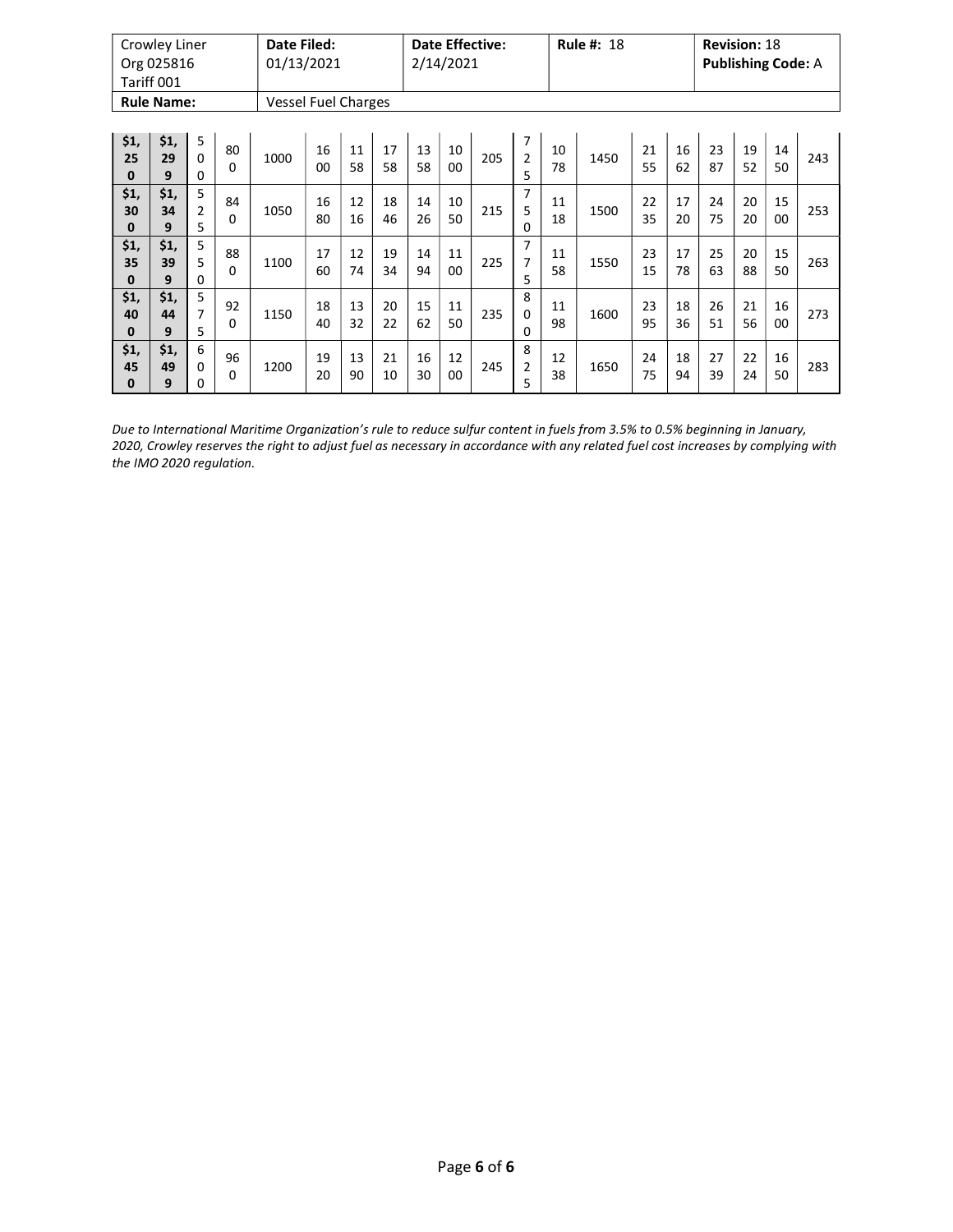| Crowley Liner Org 025816 Tariff 001 | Date Filed: 01/13/2021 | Date Effective: 2/14/2021 | Rule #: 18 | Revision: 18 Publishing Code: A |
|---|---|---|---|---|
| **Rule Name:** | Vessel Fuel Charges | | | |

| | | | | | | | | | | | | | | | | | | | | | |
|---|---|---|---|---|---|---|---|---|---|---|---|---|---|---|---|---|---|---|---|---|---|
| **$1,250** | **$1,299** | 500 | 800 | 1000 | 1600 | 1158 | 1758 | 1358 | 1000 | 205 | 725 | 1078 | 1450 | 2155 | 1662 | 2387 | 1952 | 1450 | 243 |
| **$1,300** | **$1,349** | 525 | 840 | 1050 | 1680 | 1216 | 1846 | 1426 | 1050 | 215 | 750 | 1118 | 1500 | 2235 | 1720 | 2475 | 2020 | 1500 | 253 |
| **$1,350** | **$1,399** | 550 | 880 | 1100 | 1760 | 1274 | 1934 | 1494 | 1100 | 225 | 775 | 1158 | 1550 | 2315 | 1778 | 2563 | 2088 | 1550 | 263 |
| **$1,400** | **$1,449** | 575 | 920 | 1150 | 1840 | 1332 | 2022 | 1562 | 1150 | 235 | 800 | 1198 | 1600 | 2395 | 1836 | 2651 | 2156 | 1600 | 273 |
| **$1,450** | **$1,499** | 600 | 960 | 1200 | 1920 | 1390 | 2110 | 1630 | 1200 | 245 | 825 | 1238 | 1650 | 2475 | 1894 | 2739 | 2224 | 1650 | 283 |

*Due to International Maritime Organization's rule to reduce sulfur content in fuels from 3.5% to 0.5% beginning in January, 2020, Crowley reserves the right to adjust fuel as necessary in accordance with any related fuel cost increases by complying with the IMO 2020 regulation.*